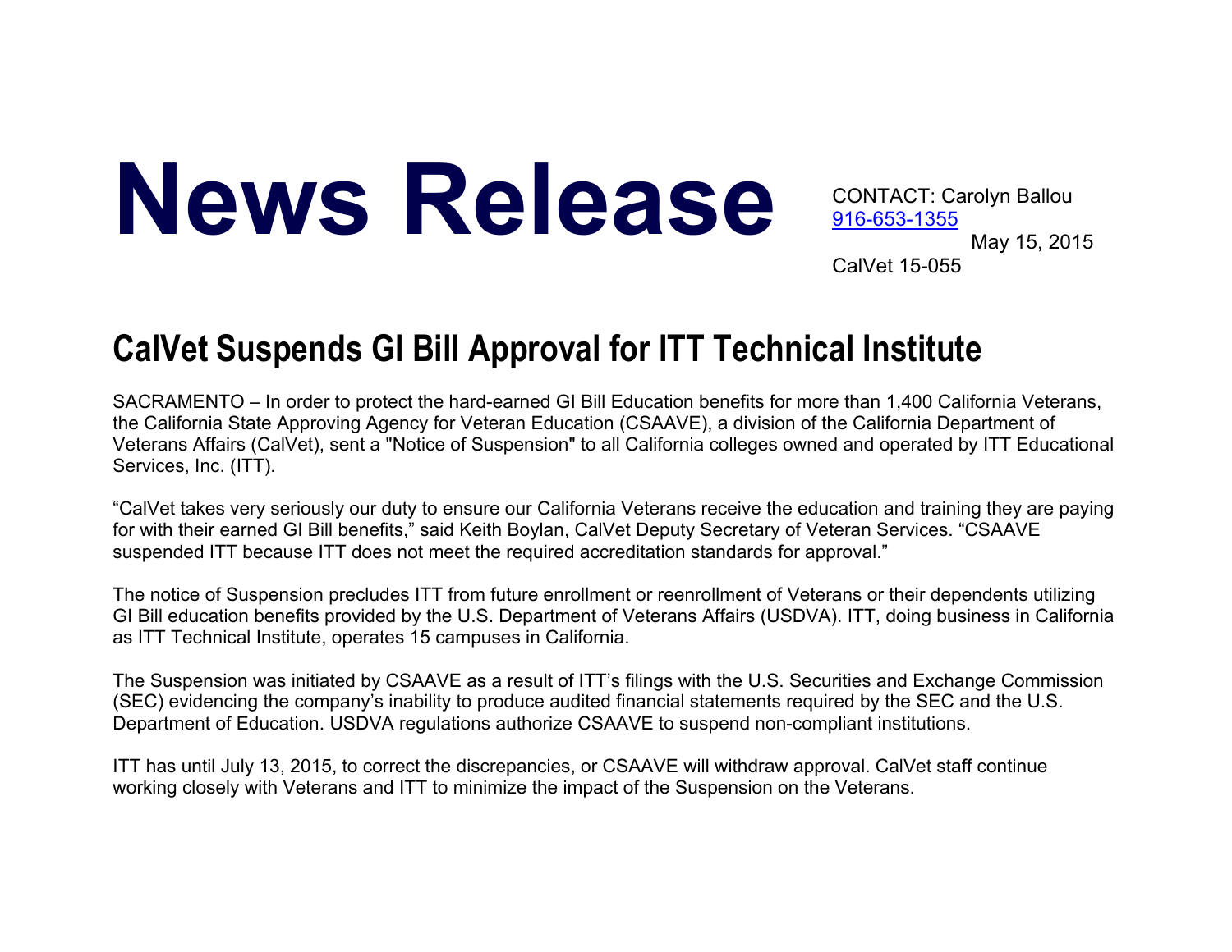# News Release

CONTACT: Carolyn Ballou
916-653-1355
May 15, 2015
CalVet 15-055

## CalVet Suspends GI Bill Approval for ITT Technical Institute

SACRAMENTO – In order to protect the hard-earned GI Bill Education benefits for more than 1,400 California Veterans, the California State Approving Agency for Veteran Education (CSAAVE), a division of the California Department of Veterans Affairs (CalVet), sent a "Notice of Suspension" to all California colleges owned and operated by ITT Educational Services, Inc. (ITT).

"CalVet takes very seriously our duty to ensure our California Veterans receive the education and training they are paying for with their earned GI Bill benefits," said Keith Boylan, CalVet Deputy Secretary of Veteran Services. "CSAAVE suspended ITT because ITT does not meet the required accreditation standards for approval."

The notice of Suspension precludes ITT from future enrollment or reenrollment of Veterans or their dependents utilizing GI Bill education benefits provided by the U.S. Department of Veterans Affairs (USDVA). ITT, doing business in California as ITT Technical Institute, operates 15 campuses in California.

The Suspension was initiated by CSAAVE as a result of ITT's filings with the U.S. Securities and Exchange Commission (SEC) evidencing the company's inability to produce audited financial statements required by the SEC and the U.S. Department of Education. USDVA regulations authorize CSAAVE to suspend non-compliant institutions.

ITT has until July 13, 2015, to correct the discrepancies, or CSAAVE will withdraw approval. CalVet staff continue working closely with Veterans and ITT to minimize the impact of the Suspension on the Veterans.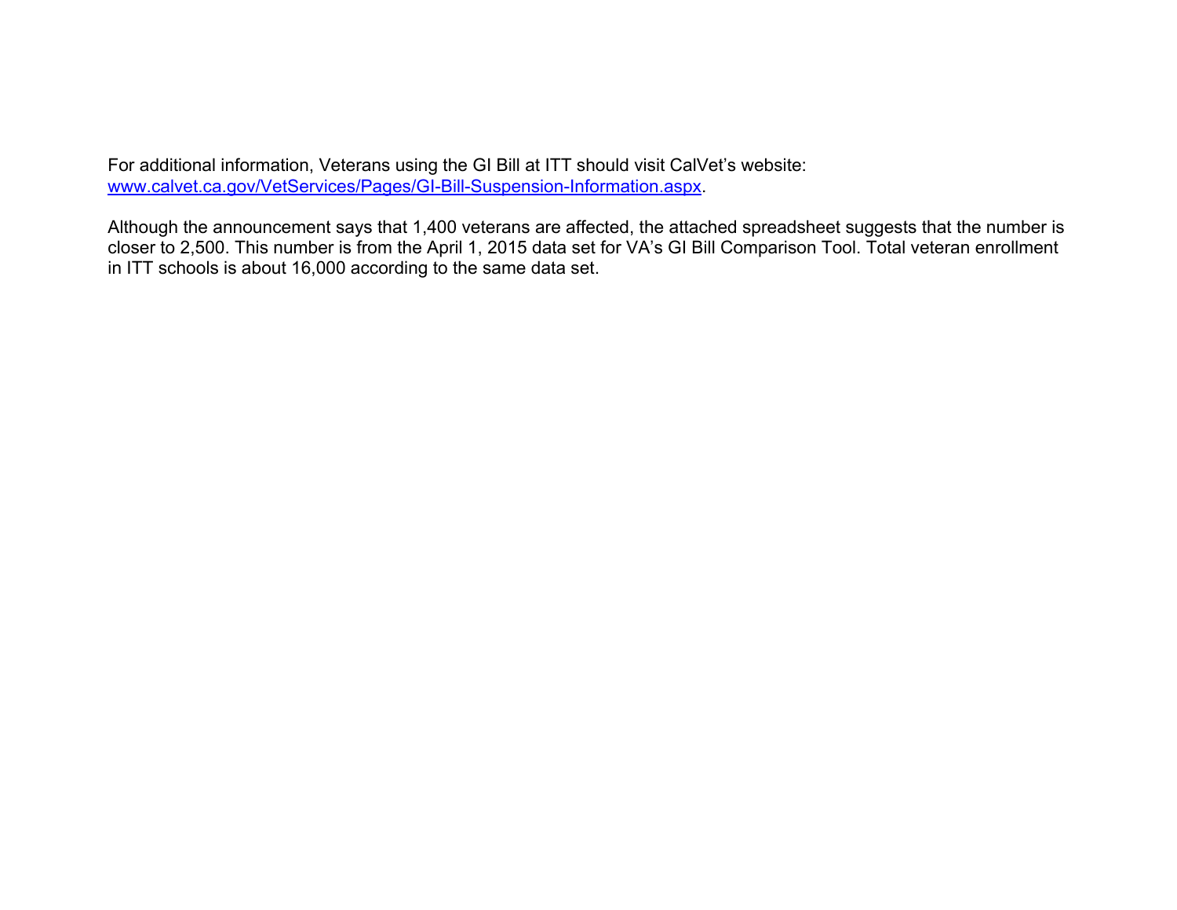For additional information, Veterans using the GI Bill at ITT should visit CalVet's website: [www.calvet.ca.gov/VetServices/Pages/GI-Bill-Suspension-Information.aspx](http://www.calvet.ca.gov/VetServices/Pages/GI-Bill-Suspension-Information.aspx).

Although the announcement says that 1,400 veterans are affected, the attached spreadsheet suggests that the number is closer to 2,500. This number is from the April 1, 2015 data set for VA's GI Bill Comparison Tool. Total veteran enrollment in ITT schools is about 16,000 according to the same data set.